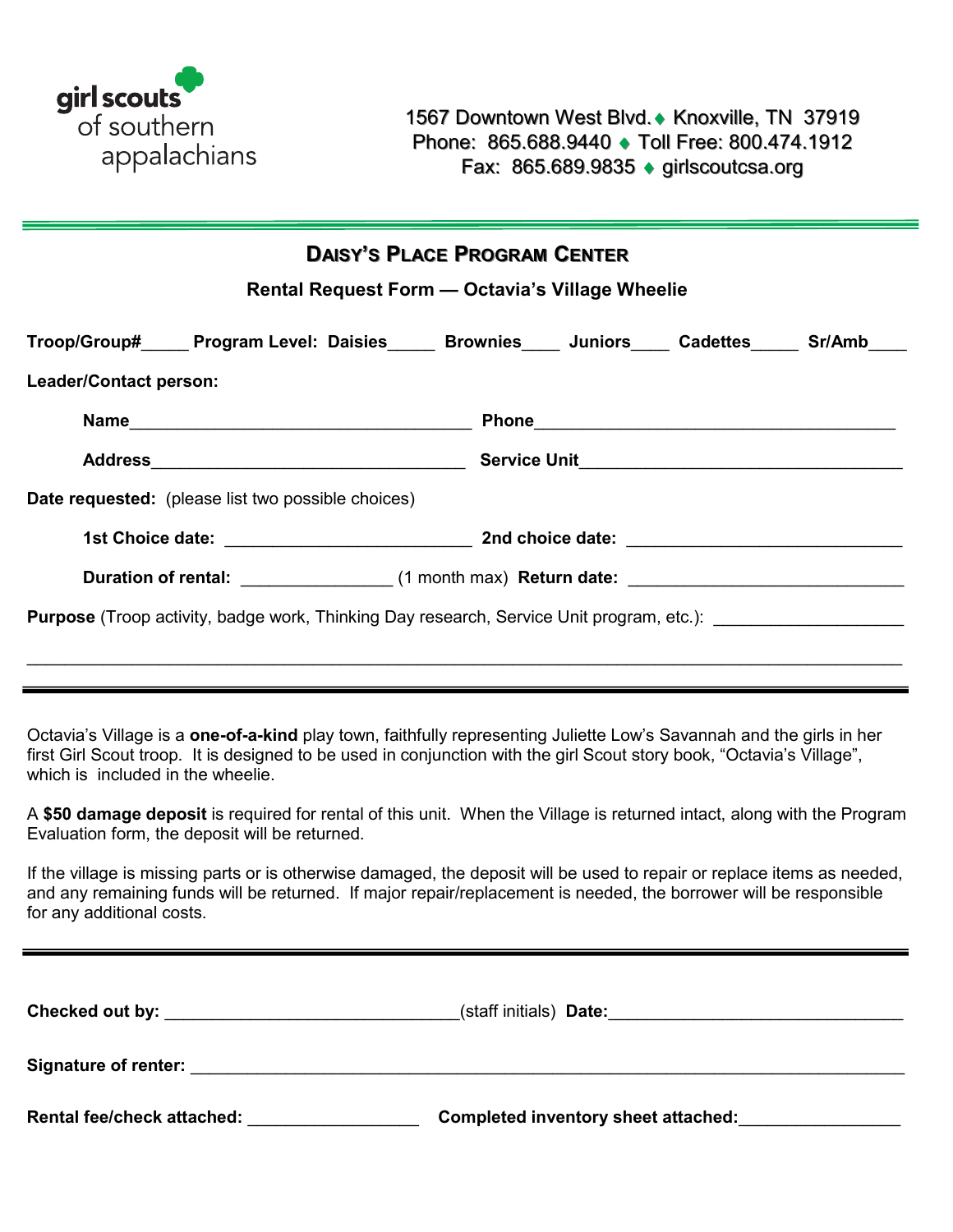girl scouts of southern appalachians

1567 Downtown West Blvd. ♦ Knoxville, TN 37919
Phone: 865.688.9440 ♦ Toll Free: 800.474.1912
Fax: 865.689.9835 ♦ girlscoutcsa.org

## DAISY'S PLACE PROGRAM CENTER

### Rental Request Form — Octavia's Village Wheelie

**Troop/Group#**_____ **Program Level: Daisies**_____ **Brownies**____ **Juniors**____ **Cadettes**_____ **Sr/Amb**____

**Leader/Contact person:**

**Name**____________________________________ **Phone**______________________________________

**Address**_________________________________ **Service Unit**__________________________________

**Date requested:** (please list two possible choices)

**1st Choice date:** __________________________ **2nd choice date:** ____________________________

**Duration of rental:** ________________ (1 month max) **Return date:** ____________________________

**Purpose** (Troop activity, badge work, Thinking Day research, Service Unit program, etc.): ___________________

_____________________________________________________________________________________

---

Octavia's Village is a **one-of-a-kind** play town, faithfully representing Juliette Low's Savannah and the girls in her first Girl Scout troop. It is designed to be used in conjunction with the girl Scout story book, "Octavia's Village", which is included in the wheelie.

A **$50 damage deposit** is required for rental of this unit. When the Village is returned intact, along with the Program Evaluation form, the deposit will be returned.

If the village is missing parts or is otherwise damaged, the deposit will be used to repair or replace items as needed, and any remaining funds will be returned. If major repair/replacement is needed, the borrower will be responsible for any additional costs.

---

**Checked out by:** ______________________________(staff initials) **Date:**______________________________

**Signature of renter:** ___________________________________________________________________________

**Rental fee/check attached:** __________________ **Completed inventory sheet attached:**________________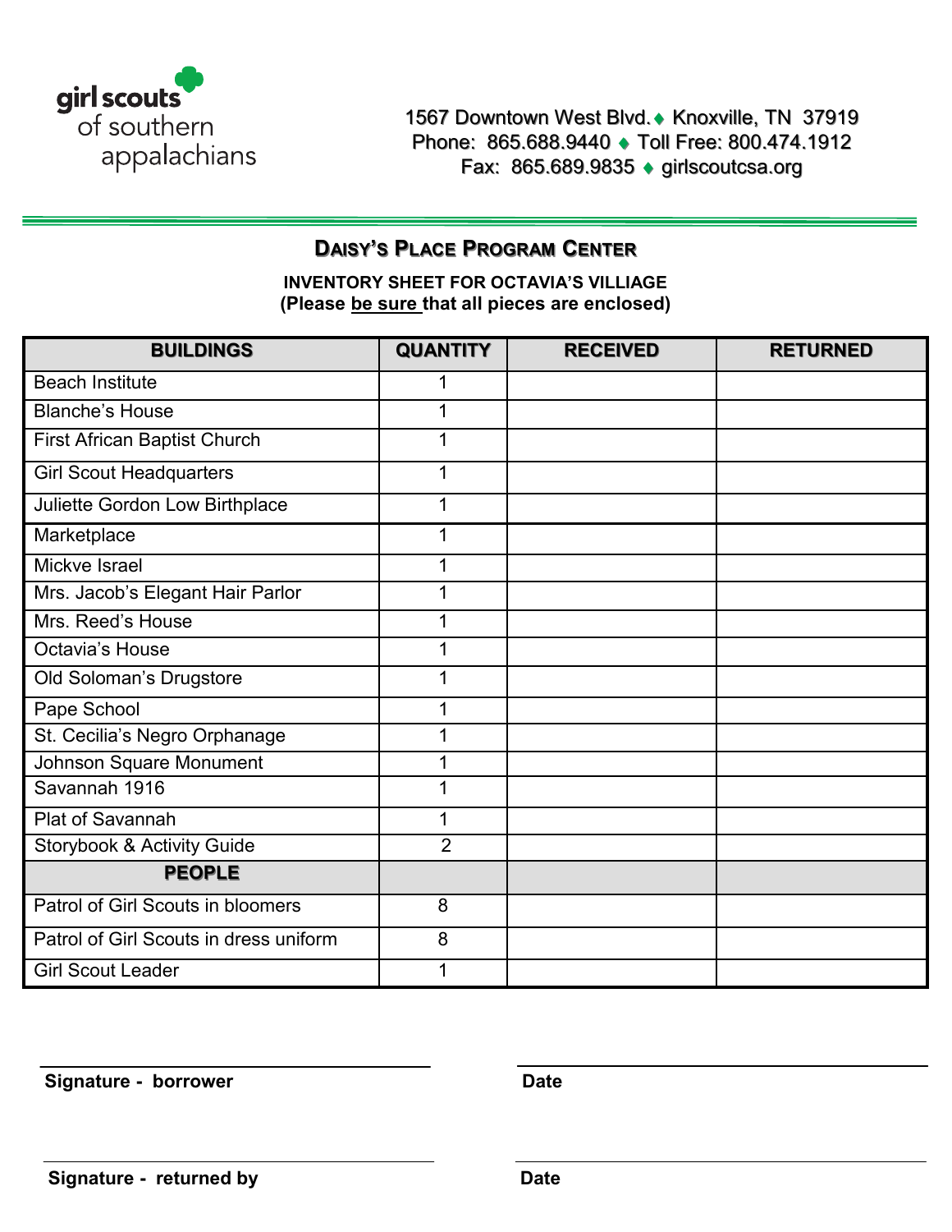girl scouts of southern appalachians

1567 Downtown West Blvd. ♦ Knoxville, TN 37919
Phone: 865.688.9440 ♦ Toll Free: 800.474.1912
Fax: 865.689.9835 ♦ girlscoutcsa.org

## Daisy's Place Program Center

**INVENTORY SHEET FOR OCTAVIA'S VILLIAGE**
**(Please be sure that all pieces are enclosed)**

| BUILDINGS | QUANTITY | RECEIVED | RETURNED |
|---|---|---|---|
| Beach Institute | 1 | | |
| Blanche's House | 1 | | |
| First African Baptist Church | 1 | | |
| Girl Scout Headquarters | 1 | | |
| Juliette Gordon Low Birthplace | 1 | | |
| Marketplace | 1 | | |
| Mickve Israel | 1 | | |
| Mrs. Jacob's Elegant Hair Parlor | 1 | | |
| Mrs. Reed's House | 1 | | |
| Octavia's House | 1 | | |
| Old Soloman's Drugstore | 1 | | |
| Pape School | 1 | | |
| St. Cecilia's Negro Orphanage | 1 | | |
| Johnson Square Monument | 1 | | |
| Savannah 1916 | 1 | | |
| Plat of Savannah | 1 | | |
| Storybook & Activity Guide | 2 | | |
| **PEOPLE** | | | |
| Patrol of Girl Scouts in bloomers | 8 | | |
| Patrol of Girl Scouts in dress uniform | 8 | | |
| Girl Scout Leader | 1 | | |

**Signature - borrower** **Date**

**Signature - returned by** **Date**